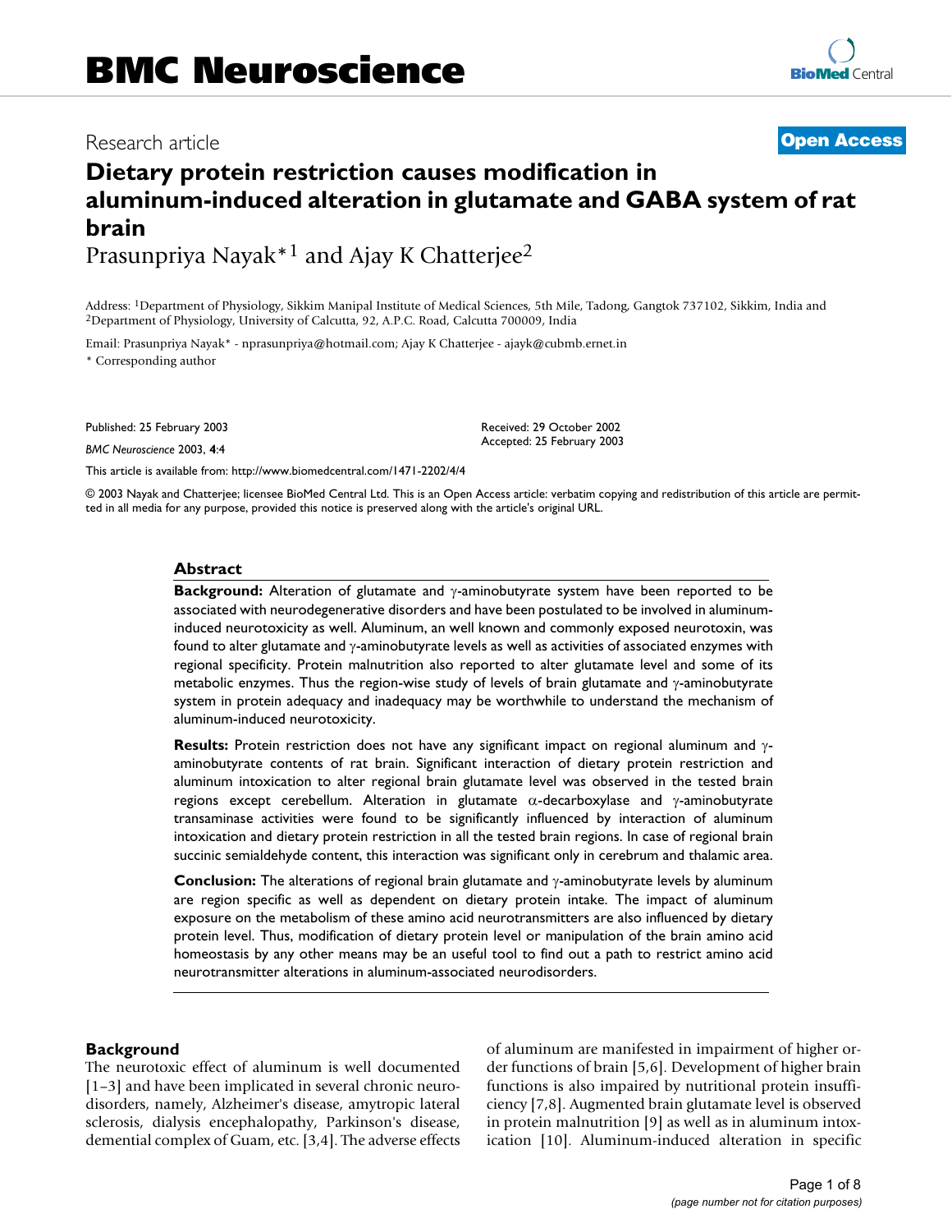Research article

**Open Access**

# Dietary protein restriction causes modification in aluminum-induced alteration in glutamate and GABA system of rat brain

Prasunpriya Nayak*[1] and Ajay K Chatterjee[2]

Address: [1]Department of Physiology, Sikkim Manipal Institute of Medical Sciences, 5th Mile, Tadong, Gangtok 737102, Sikkim, India and [2]Department of Physiology, University of Calcutta, 92, A.P.C. Road, Calcutta 700009, India

Email: Prasunpriya Nayak* - nprasunpriya@hotmail.com; Ajay K Chatterjee - ajayk@cubmb.ernet.in

* Corresponding author

Published: 25 February 2003

*BMC Neuroscience* 2003, **4**:4

Received: 29 October 2002
Accepted: 25 February 2003

This article is available from: http://www.biomedcentral.com/1471-2202/4/4

© 2003 Nayak and Chatterjee; licensee BioMed Central Ltd. This is an Open Access article: verbatim copying and redistribution of this article are permitted in all media for any purpose, provided this notice is preserved along with the article's original URL.

## Abstract

**Background:** Alteration of glutamate and γ-aminobutyrate system have been reported to be associated with neurodegenerative disorders and have been postulated to be involved in aluminum-induced neurotoxicity as well. Aluminum, an well known and commonly exposed neurotoxin, was found to alter glutamate and γ-aminobutyrate levels as well as activities of associated enzymes with regional specificity. Protein malnutrition also reported to alter glutamate level and some of its metabolic enzymes. Thus the region-wise study of levels of brain glutamate and γ-aminobutyrate system in protein adequacy and inadequacy may be worthwhile to understand the mechanism of aluminum-induced neurotoxicity.

**Results:** Protein restriction does not have any significant impact on regional aluminum and γ-aminobutyrate contents of rat brain. Significant interaction of dietary protein restriction and aluminum intoxication to alter regional brain glutamate level was observed in the tested brain regions except cerebellum. Alteration in glutamate α-decarboxylase and γ-aminobutyrate transaminase activities were found to be significantly influenced by interaction of aluminum intoxication and dietary protein restriction in all the tested brain regions. In case of regional brain succinic semialdehyde content, this interaction was significant only in cerebrum and thalamic area.

**Conclusion:** The alterations of regional brain glutamate and γ-aminobutyrate levels by aluminum are region specific as well as dependent on dietary protein intake. The impact of aluminum exposure on the metabolism of these amino acid neurotransmitters are also influenced by dietary protein level. Thus, modification of dietary protein level or manipulation of the brain amino acid homeostasis by any other means may be an useful tool to find out a path to restrict amino acid neurotransmitter alterations in aluminum-associated neurodisorders.

## Background

The neurotoxic effect of aluminum is well documented [1–3] and have been implicated in several chronic neurodisorders, namely, Alzheimer's disease, amytropic lateral sclerosis, dialysis encephalopathy, Parkinson's disease, demential complex of Guam, etc. [3,4]. The adverse effects of aluminum are manifested in impairment of higher order functions of brain [5,6]. Development of higher brain functions is also impaired by nutritional protein insufficiency [7,8]. Augmented brain glutamate level is observed in protein malnutrition [9] as well as in aluminum intoxication [10]. Aluminum-induced alteration in specific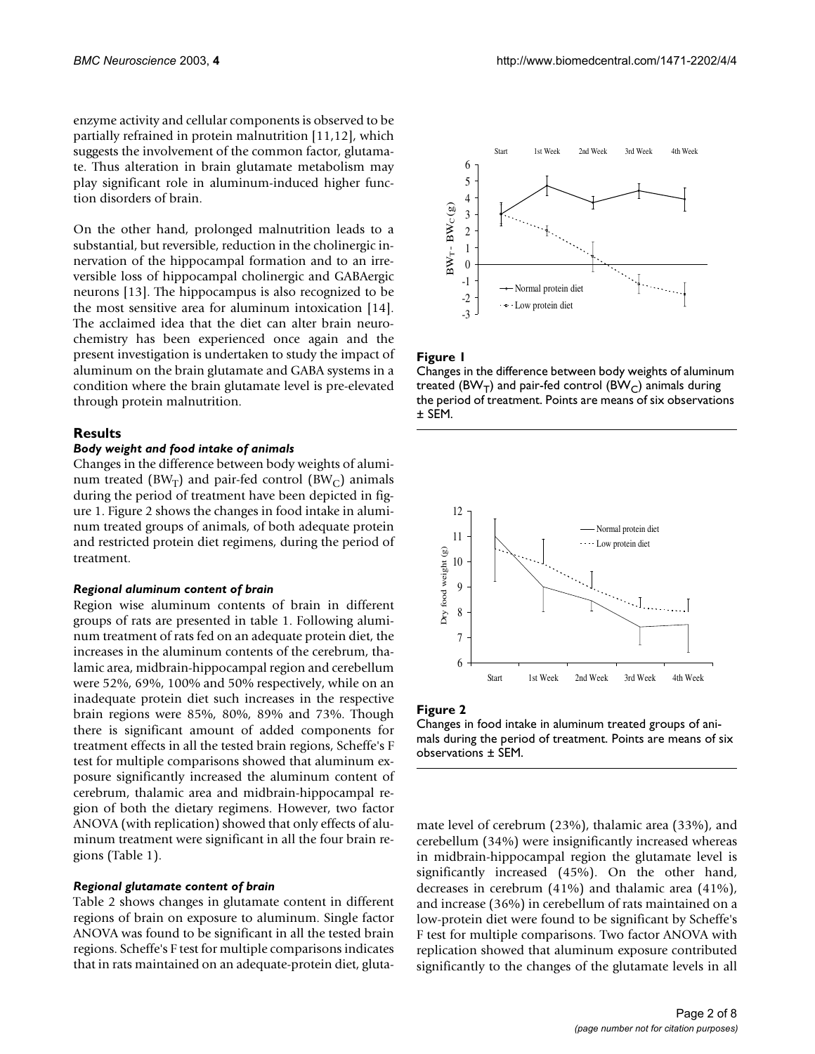enzyme activity and cellular components is observed to be partially refrained in protein malnutrition [11,12], which suggests the involvement of the common factor, glutamate. Thus alteration in brain glutamate metabolism may play significant role in aluminum-induced higher function disorders of brain.

On the other hand, prolonged malnutrition leads to a substantial, but reversible, reduction in the cholinergic innervation of the hippocampal formation and to an irreversible loss of hippocampal cholinergic and GABAergic neurons [13]. The hippocampus is also recognized to be the most sensitive area for aluminum intoxication [14]. The acclaimed idea that the diet can alter brain neurochemistry has been experienced once again and the present investigation is undertaken to study the impact of aluminum on the brain glutamate and GABA systems in a condition where the brain glutamate level is pre-elevated through protein malnutrition.

## Results

### *Body weight and food intake of animals*

Changes in the difference between body weights of aluminum treated ($BW_T$) and pair-fed control ($BW_C$) animals during the period of treatment have been depicted in figure 1. Figure 2 shows the changes in food intake in aluminum treated groups of animals, of both adequate protein and restricted protein diet regimens, during the period of treatment.

**Figure 1**
Changes in the difference between body weights of aluminum treated ($BW_T$) and pair-fed control ($BW_C$) animals during the period of treatment. Points are means of six observations ± SEM.

**Figure 2**
Changes in food intake in aluminum treated groups of animals during the period of treatment. Points are means of six observations ± SEM.

### *Regional aluminum content of brain*

Region wise aluminum contents of brain in different groups of rats are presented in table 1. Following aluminum treatment of rats fed on an adequate protein diet, the increases in the aluminum contents of the cerebrum, thalamic area, midbrain-hippocampal region and cerebellum were 52%, 69%, 100% and 50% respectively, while on an inadequate protein diet such increases in the respective brain regions were 85%, 80%, 89% and 73%. Though there is significant amount of added components for treatment effects in all the tested brain regions, Scheffe's F test for multiple comparisons showed that aluminum exposure significantly increased the aluminum content of cerebrum, thalamic area and midbrain-hippocampal region of both the dietary regimens. However, two factor ANOVA (with replication) showed that only effects of aluminum treatment were significant in all the four brain regions (Table 1).

### *Regional glutamate content of brain*

Table 2 shows changes in glutamate content in different regions of brain on exposure to aluminum. Single factor ANOVA was found to be significant in all the tested brain regions. Scheffe's F test for multiple comparisons indicates that in rats maintained on an adequate-protein diet, glutamate level of cerebrum (23%), thalamic area (33%), and cerebellum (34%) were insignificantly increased whereas in midbrain-hippocampal region the glutamate level is significantly increased (45%). On the other hand, decreases in cerebrum (41%) and thalamic area (41%), and increase (36%) in cerebellum of rats maintained on a low-protein diet were found to be significant by Scheffe's F test for multiple comparisons. Two factor ANOVA with replication showed that aluminum exposure contributed significantly to the changes of the glutamate levels in all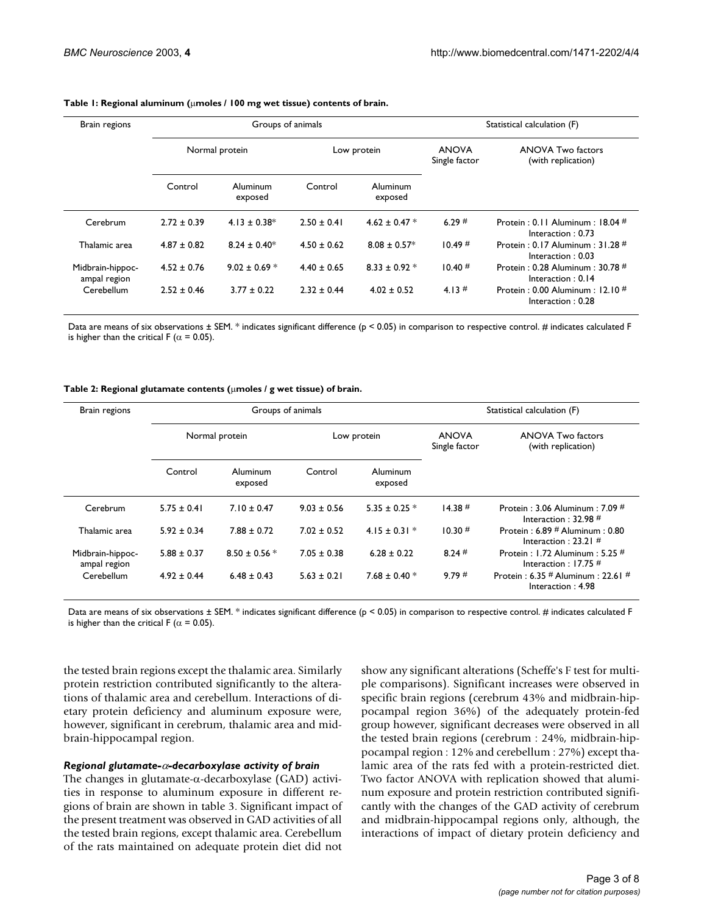**Table 1: Regional aluminum (μmoles / 100 mg wet tissue) contents of brain.**

| Brain regions | Groups of animals | | | | Statistical calculation (F) | |
|---|---|---|---|---|---|---|
| | Normal protein | | Low protein | | ANOVA Single factor | ANOVA Two factors (with replication) |
| | Control | Aluminum exposed | Control | Aluminum exposed | | |
| Cerebrum | 2.72 ± 0.39 | 4.13 ± 0.38* | 2.50 ± 0.41 | 4.62 ± 0.47 * | 6.29 # | Protein : 0.11 Aluminum : 18.04 # Interaction : 0.73 |
| Thalamic area | 4.87 ± 0.82 | 8.24 ± 0.40* | 4.50 ± 0.62 | 8.08 ± 0.57* | 10.49 # | Protein : 0.17 Aluminum : 31.28 # Interaction : 0.03 |
| Midbrain-hippocampal region | 4.52 ± 0.76 | 9.02 ± 0.69 * | 4.40 ± 0.65 | 8.33 ± 0.92 * | 10.40 # | Protein : 0.28 Aluminum : 30.78 # Interaction : 0.14 |
| Cerebellum | 2.52 ± 0.46 | 3.77 ± 0.22 | 2.32 ± 0.44 | 4.02 ± 0.52 | 4.13 # | Protein : 0.00 Aluminum : 12.10 # Interaction : 0.28 |

Data are means of six observations ± SEM. * indicates significant difference ($p < 0.05$) in comparison to respective control. # indicates calculated F is higher than the critical F ($\alpha = 0.05$).

**Table 2: Regional glutamate contents (μmoles / g wet tissue) of brain.**

| Brain regions | Groups of animals | | | | Statistical calculation (F) | |
|---|---|---|---|---|---|---|
| | Normal protein | | Low protein | | ANOVA Single factor | ANOVA Two factors (with replication) |
| | Control | Aluminum exposed | Control | Aluminum exposed | | |
| Cerebrum | 5.75 ± 0.41 | 7.10 ± 0.47 | 9.03 ± 0.56 | 5.35 ± 0.25 * | 14.38 # | Protein : 3.06 Aluminum : 7.09 # Interaction : 32.98 # |
| Thalamic area | 5.92 ± 0.34 | 7.88 ± 0.72 | 7.02 ± 0.52 | 4.15 ± 0.31 * | 10.30 # | Protein : 6.89 # Aluminum : 0.80 Interaction : 23.21 # |
| Midbrain-hippocampal region | 5.88 ± 0.37 | 8.50 ± 0.56 * | 7.05 ± 0.38 | 6.28 ± 0.22 | 8.24 # | Protein : 1.72 Aluminum : 5.25 # Interaction : 17.75 # |
| Cerebellum | 4.92 ± 0.44 | 6.48 ± 0.43 | 5.63 ± 0.21 | 7.68 ± 0.40 * | 9.79 # | Protein : 6.35 # Aluminum : 22.61 # Interaction : 4.98 |

Data are means of six observations ± SEM. * indicates significant difference ($p < 0.05$) in comparison to respective control. # indicates calculated F is higher than the critical F ($\alpha = 0.05$).

the tested brain regions except the thalamic area. Similarly protein restriction contributed significantly to the alterations of thalamic area and cerebellum. Interactions of dietary protein deficiency and aluminum exposure were, however, significant in cerebrum, thalamic area and midbrain-hippocampal region.

### *Regional glutamate-α-decarboxylase activity of brain*

The changes in glutamate-α-decarboxylase (GAD) activities in response to aluminum exposure in different regions of brain are shown in table 3. Significant impact of the present treatment was observed in GAD activities of all the tested brain regions, except thalamic area. Cerebellum of the rats maintained on adequate protein diet did not show any significant alterations (Scheffe's F test for multiple comparisons). Significant increases were observed in specific brain regions (cerebrum 43% and midbrain-hippocampal region 36%) of the adequately protein-fed group however, significant decreases were observed in all the tested brain regions (cerebrum : 24%, midbrain-hippocampal region : 12% and cerebellum : 27%) except thalamic area of the rats fed with a protein-restricted diet. Two factor ANOVA with replication showed that aluminum exposure and protein restriction contributed significantly with the changes of the GAD activity of cerebrum and midbrain-hippocampal regions only, although, the interactions of impact of dietary protein deficiency and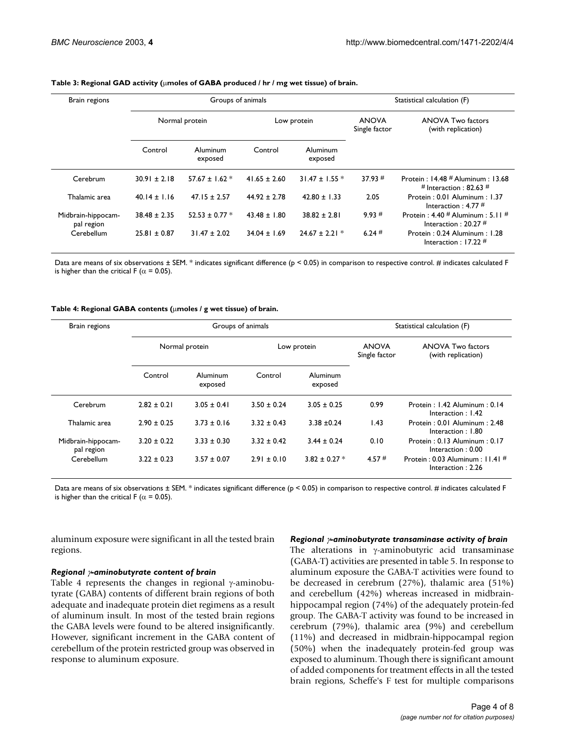**Table 3: Regional GAD activity (μmoles of GABA produced / hr / mg wet tissue) of brain.**

| Brain regions | Groups of animals | | | | Statistical calculation (F) | |
|---|---|---|---|---|---|---|
| | Normal protein | | Low protein | | ANOVA Single factor | ANOVA Two factors (with replication) |
| | Control | Aluminum exposed | Control | Aluminum exposed | | |
| Cerebrum | 30.91 ± 2.18 | 57.67 ± 1.62 * | 41.65 ± 2.60 | 31.47 ± 1.55 * | 37.93 # | Protein : 14.48 # Aluminum : 13.68 # Interaction : 82.63 # |
| Thalamic area | 40.14 ± 1.16 | 47.15 ± 2.57 | 44.92 ± 2.78 | 42.80 ± 1.33 | 2.05 | Protein : 0.01 Aluminum : 1.37 Interaction : 4.77 # |
| Midbrain-hippocampal region | 38.48 ± 2.35 | 52.53 ± 0.77 * | 43.48 ± 1.80 | 38.82 ± 2.81 | 9.93 # | Protein : 4.40 # Aluminum : 5.11 # Interaction : 20.27 # |
| Cerebellum | 25.81 ± 0.87 | 31.47 ± 2.02 | 34.04 ± 1.69 | 24.67 ± 2.21 * | 6.24 # | Protein : 0.24 Aluminum : 1.28 Interaction : 17.22 # |

Data are means of six observations ± SEM. * indicates significant difference ($p < 0.05$) in comparison to respective control. # indicates calculated F is higher than the critical F ($\alpha = 0.05$).

**Table 4: Regional GABA contents (μmoles / g wet tissue) of brain.**

| Brain regions | Groups of animals | | | | Statistical calculation (F) | |
|---|---|---|---|---|---|---|
| | Normal protein | | Low protein | | ANOVA Single factor | ANOVA Two factors (with replication) |
| | Control | Aluminum exposed | Control | Aluminum exposed | | |
| Cerebrum | 2.82 ± 0.21 | 3.05 ± 0.41 | 3.50 ± 0.24 | 3.05 ± 0.25 | 0.99 | Protein : 1.42 Aluminum : 0.14 Interaction : 1.42 |
| Thalamic area | 2.90 ± 0.25 | 3.73 ± 0.16 | 3.32 ± 0.43 | 3.38 ±0.24 | 1.43 | Protein : 0.01 Aluminum : 2.48 Interaction : 1.80 |
| Midbrain-hippocampal region | 3.20 ± 0.22 | 3.33 ± 0.30 | 3.32 ± 0.42 | 3.44 ± 0.24 | 0.10 | Protein : 0.13 Aluminum : 0.17 Interaction : 0.00 |
| Cerebellum | 3.22 ± 0.23 | 3.57 ± 0.07 | 2.91 ± 0.10 | 3.82 ± 0.27 * | 4.57 # | Protein : 0.03 Aluminum : 11.41 # Interaction : 2.26 |

Data are means of six observations ± SEM. * indicates significant difference ($p < 0.05$) in comparison to respective control. # indicates calculated F is higher than the critical F ($\alpha = 0.05$).

aluminum exposure were significant in all the tested brain regions.

### *Regional γ-aminobutyrate content of brain*

Table 4 represents the changes in regional γ-aminobutyrate (GABA) contents of different brain regions of both adequate and inadequate protein diet regimens as a result of aluminum insult. In most of the tested brain regions the GABA levels were found to be altered insignificantly. However, significant increment in the GABA content of cerebellum of the protein restricted group was observed in response to aluminum exposure.

### *Regional γ-aminobutyrate transaminase activity of brain*

The alterations in γ-aminobutyric acid transaminase (GABA-T) activities are presented in table 5. In response to aluminum exposure the GABA-T activities were found to be decreased in cerebrum (27%), thalamic area (51%) and cerebellum (42%) whereas increased in midbrain-hippocampal region (74%) of the adequately protein-fed group. The GABA-T activity was found to be increased in cerebrum (79%), thalamic area (9%) and cerebellum (11%) and decreased in midbrain-hippocampal region (50%) when the inadequately protein-fed group was exposed to aluminum. Though there is significant amount of added components for treatment effects in all the tested brain regions, Scheffe's F test for multiple comparisons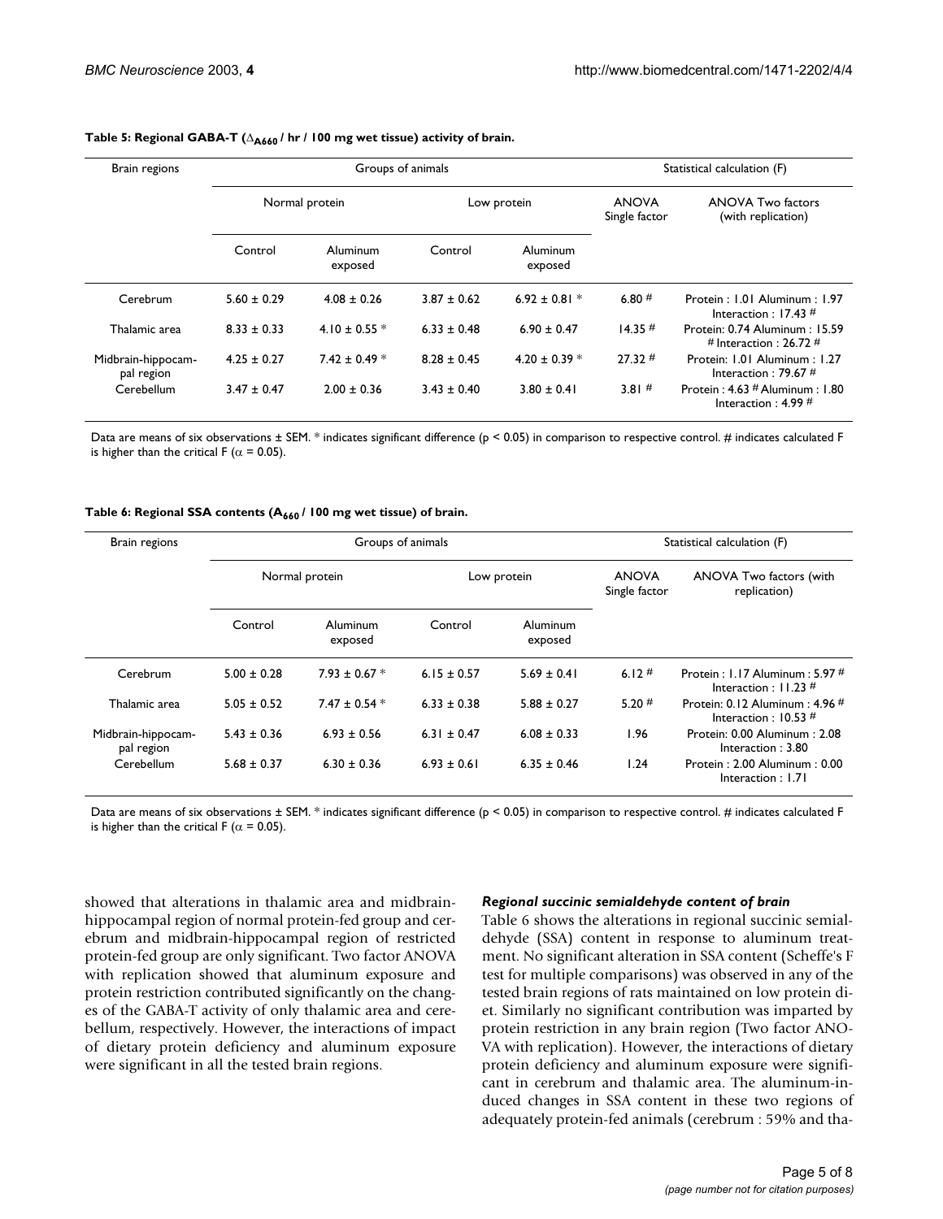**Table 5: Regional GABA-T ($\Delta_{A660}$ / hr / 100 mg wet tissue) activity of brain.**

| Brain regions | Groups of animals | | | | Statistical calculation (F) | |
|---|---|---|---|---|---|---|
| | Normal protein | | Low protein | | ANOVA Single factor | ANOVA Two factors (with replication) |
| | Control | Aluminum exposed | Control | Aluminum exposed | | |
| Cerebrum | 5.60 ± 0.29 | 4.08 ± 0.26 | 3.87 ± 0.62 | 6.92 ± 0.81 * | 6.80 # | Protein : 1.01 Aluminum : 1.97 Interaction : 17.43 # |
| Thalamic area | 8.33 ± 0.33 | 4.10 ± 0.55 * | 6.33 ± 0.48 | 6.90 ± 0.47 | 14.35 # | Protein: 0.74 Aluminum : 15.59 # Interaction : 26.72 # |
| Midbrain-hippocampal region | 4.25 ± 0.27 | 7.42 ± 0.49 * | 8.28 ± 0.45 | 4.20 ± 0.39 * | 27.32 # | Protein: 1.01 Aluminum : 1.27 Interaction : 79.67 # |
| Cerebellum | 3.47 ± 0.47 | 2.00 ± 0.36 | 3.43 ± 0.40 | 3.80 ± 0.41 | 3.81 # | Protein : 4.63 # Aluminum : 1.80 Interaction : 4.99 # |

Data are means of six observations ± SEM. * indicates significant difference ($p < 0.05$) in comparison to respective control. # indicates calculated F is higher than the critical F ($\alpha = 0.05$).

**Table 6: Regional SSA contents ($A_{660}$ / 100 mg wet tissue) of brain.**

| Brain regions | Groups of animals | | | | Statistical calculation (F) | |
|---|---|---|---|---|---|---|
| | Normal protein | | Low protein | | ANOVA Single factor | ANOVA Two factors (with replication) |
| | Control | Aluminum exposed | Control | Aluminum exposed | | |
| Cerebrum | 5.00 ± 0.28 | 7.93 ± 0.67 * | 6.15 ± 0.57 | 5.69 ± 0.41 | 6.12 # | Protein : 1.17 Aluminum : 5.97 # Interaction : 11.23 # |
| Thalamic area | 5.05 ± 0.52 | 7.47 ± 0.54 * | 6.33 ± 0.38 | 5.88 ± 0.27 | 5.20 # | Protein: 0.12 Aluminum : 4.96 # Interaction : 10.53 # |
| Midbrain-hippocampal region | 5.43 ± 0.36 | 6.93 ± 0.56 | 6.31 ± 0.47 | 6.08 ± 0.33 | 1.96 | Protein: 0.00 Aluminum : 2.08 Interaction : 3.80 |
| Cerebellum | 5.68 ± 0.37 | 6.30 ± 0.36 | 6.93 ± 0.61 | 6.35 ± 0.46 | 1.24 | Protein : 2.00 Aluminum : 0.00 Interaction : 1.71 |

Data are means of six observations ± SEM. * indicates significant difference ($p < 0.05$) in comparison to respective control. # indicates calculated F is higher than the critical F ($\alpha = 0.05$).

showed that alterations in thalamic area and midbrain-hippocampal region of normal protein-fed group and cerebrum and midbrain-hippocampal region of restricted protein-fed group are only significant. Two factor ANOVA with replication showed that aluminum exposure and protein restriction contributed significantly on the changes of the GABA-T activity of only thalamic area and cerebellum, respectively. However, the interactions of impact of dietary protein deficiency and aluminum exposure were significant in all the tested brain regions.

#### *Regional succinic semialdehyde content of brain*

Table 6 shows the alterations in regional succinic semialdehyde (SSA) content in response to aluminum treatment. No significant alteration in SSA content (Scheffe's F test for multiple comparisons) was observed in any of the tested brain regions of rats maintained on low protein diet. Similarly no significant contribution was imparted by protein restriction in any brain region (Two factor ANOVA with replication). However, the interactions of dietary protein deficiency and aluminum exposure were significant in cerebrum and thalamic area. The aluminum-induced changes in SSA content in these two regions of adequately protein-fed animals (cerebrum : 59% and tha-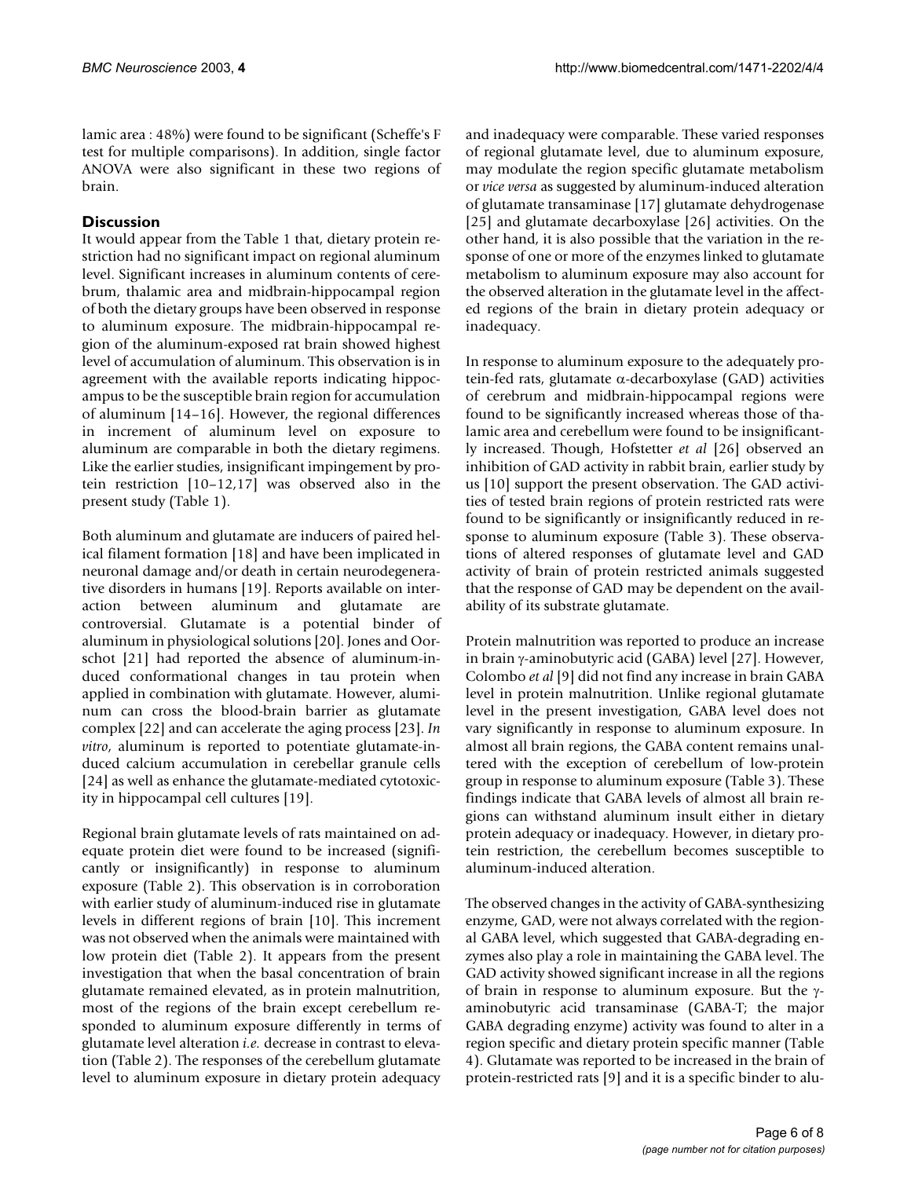lamic area : 48%) were found to be significant (Scheffe's F test for multiple comparisons). In addition, single factor ANOVA were also significant in these two regions of brain.

## Discussion

It would appear from the Table 1 that, dietary protein restriction had no significant impact on regional aluminum level. Significant increases in aluminum contents of cerebrum, thalamic area and midbrain-hippocampal region of both the dietary groups have been observed in response to aluminum exposure. The midbrain-hippocampal region of the aluminum-exposed rat brain showed highest level of accumulation of aluminum. This observation is in agreement with the available reports indicating hippocampus to be the susceptible brain region for accumulation of aluminum [14–16]. However, the regional differences in increment of aluminum level on exposure to aluminum are comparable in both the dietary regimens. Like the earlier studies, insignificant impingement by protein restriction [10–12,17] was observed also in the present study (Table 1).

Both aluminum and glutamate are inducers of paired helical filament formation [18] and have been implicated in neuronal damage and/or death in certain neurodegenerative disorders in humans [19]. Reports available on interaction between aluminum and glutamate are controversial. Glutamate is a potential binder of aluminum in physiological solutions [20]. Jones and Oorschot [21] had reported the absence of aluminum-induced conformational changes in tau protein when applied in combination with glutamate. However, aluminum can cross the blood-brain barrier as glutamate complex [22] and can accelerate the aging process [23]. *In vitro*, aluminum is reported to potentiate glutamate-induced calcium accumulation in cerebellar granule cells [24] as well as enhance the glutamate-mediated cytotoxicity in hippocampal cell cultures [19].

Regional brain glutamate levels of rats maintained on adequate protein diet were found to be increased (significantly or insignificantly) in response to aluminum exposure (Table 2). This observation is in corroboration with earlier study of aluminum-induced rise in glutamate levels in different regions of brain [10]. This increment was not observed when the animals were maintained with low protein diet (Table 2). It appears from the present investigation that when the basal concentration of brain glutamate remained elevated, as in protein malnutrition, most of the regions of the brain except cerebellum responded to aluminum exposure differently in terms of glutamate level alteration *i.e.* decrease in contrast to elevation (Table 2). The responses of the cerebellum glutamate level to aluminum exposure in dietary protein adequacy and inadequacy were comparable. These varied responses of regional glutamate level, due to aluminum exposure, may modulate the region specific glutamate metabolism or *vice versa* as suggested by aluminum-induced alteration of glutamate transaminase [17] glutamate dehydrogenase [25] and glutamate decarboxylase [26] activities. On the other hand, it is also possible that the variation in the response of one or more of the enzymes linked to glutamate metabolism to aluminum exposure may also account for the observed alteration in the glutamate level in the affected regions of the brain in dietary protein adequacy or inadequacy.

In response to aluminum exposure to the adequately protein-fed rats, glutamate α-decarboxylase (GAD) activities of cerebrum and midbrain-hippocampal regions were found to be significantly increased whereas those of thalamic area and cerebellum were found to be insignificantly increased. Though, Hofstetter *et al* [26] observed an inhibition of GAD activity in rabbit brain, earlier study by us [10] support the present observation. The GAD activities of tested brain regions of protein restricted rats were found to be significantly or insignificantly reduced in response to aluminum exposure (Table 3). These observations of altered responses of glutamate level and GAD activity of brain of protein restricted animals suggested that the response of GAD may be dependent on the availability of its substrate glutamate.

Protein malnutrition was reported to produce an increase in brain γ-aminobutyric acid (GABA) level [27]. However, Colombo *et al* [9] did not find any increase in brain GABA level in protein malnutrition. Unlike regional glutamate level in the present investigation, GABA level does not vary significantly in response to aluminum exposure. In almost all brain regions, the GABA content remains unaltered with the exception of cerebellum of low-protein group in response to aluminum exposure (Table 3). These findings indicate that GABA levels of almost all brain regions can withstand aluminum insult either in dietary protein adequacy or inadequacy. However, in dietary protein restriction, the cerebellum becomes susceptible to aluminum-induced alteration.

The observed changes in the activity of GABA-synthesizing enzyme, GAD, were not always correlated with the regional GABA level, which suggested that GABA-degrading enzymes also play a role in maintaining the GABA level. The GAD activity showed significant increase in all the regions of brain in response to aluminum exposure. But the γ-aminobutyric acid transaminase (GABA-T; the major GABA degrading enzyme) activity was found to alter in a region specific and dietary protein specific manner (Table 4). Glutamate was reported to be increased in the brain of protein-restricted rats [9] and it is a specific binder to alu-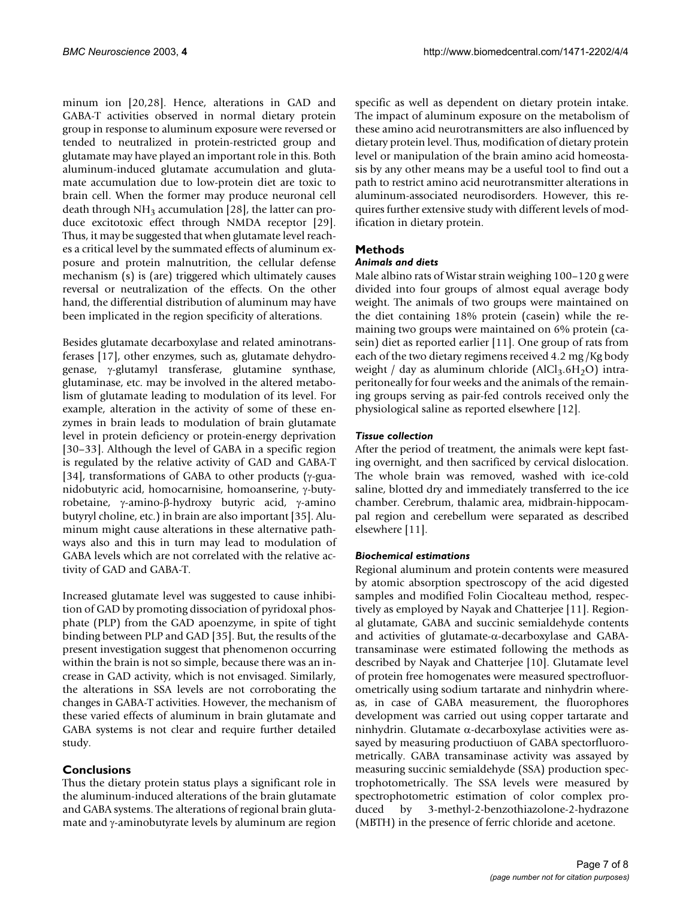minum ion [20,28]. Hence, alterations in GAD and GABA-T activities observed in normal dietary protein group in response to aluminum exposure were reversed or tended to neutralized in protein-restricted group and glutamate may have played an important role in this. Both aluminum-induced glutamate accumulation and glutamate accumulation due to low-protein diet are toxic to brain cell. When the former may produce neuronal cell death through $NH_3$ accumulation [28], the latter can produce excitotoxic effect through NMDA receptor [29]. Thus, it may be suggested that when glutamate level reaches a critical level by the summated effects of aluminum exposure and protein malnutrition, the cellular defense mechanism (s) is (are) triggered which ultimately causes reversal or neutralization of the effects. On the other hand, the differential distribution of aluminum may have been implicated in the region specificity of alterations.

Besides glutamate decarboxylase and related aminotransferases [17], other enzymes, such as, glutamate dehydrogenase, γ-glutamyl transferase, glutamine synthase, glutaminase, etc. may be involved in the altered metabolism of glutamate leading to modulation of its level. For example, alteration in the activity of some of these enzymes in brain leads to modulation of brain glutamate level in protein deficiency or protein-energy deprivation [30–33]. Although the level of GABA in a specific region is regulated by the relative activity of GAD and GABA-T [34], transformations of GABA to other products (γ-guanidobutyric acid, homocarnisine, homoanserine, γ-butyrobetaine, γ-amino-β-hydroxy butyric acid, γ-amino butyryl choline, etc.) in brain are also important [35]. Aluminum might cause alterations in these alternative pathways also and this in turn may lead to modulation of GABA levels which are not correlated with the relative activity of GAD and GABA-T.

Increased glutamate level was suggested to cause inhibition of GAD by promoting dissociation of pyridoxal phosphate (PLP) from the GAD apoenzyme, in spite of tight binding between PLP and GAD [35]. But, the results of the present investigation suggest that phenomenon occurring within the brain is not so simple, because there was an increase in GAD activity, which is not envisaged. Similarly, the alterations in SSA levels are not corroborating the changes in GABA-T activities. However, the mechanism of these varied effects of aluminum in brain glutamate and GABA systems is not clear and require further detailed study.

## Conclusions

Thus the dietary protein status plays a significant role in the aluminum-induced alterations of the brain glutamate and GABA systems. The alterations of regional brain glutamate and γ-aminobutyrate levels by aluminum are region specific as well as dependent on dietary protein intake. The impact of aluminum exposure on the metabolism of these amino acid neurotransmitters are also influenced by dietary protein level. Thus, modification of dietary protein level or manipulation of the brain amino acid homeostasis by any other means may be a useful tool to find out a path to restrict amino acid neurotransmitter alterations in aluminum-associated neurodisorders. However, this requires further extensive study with different levels of modification in dietary protein.

## Methods

### *Animals and diets*

Male albino rats of Wistar strain weighing 100–120 g were divided into four groups of almost equal average body weight. The animals of two groups were maintained on the diet containing 18% protein (casein) while the remaining two groups were maintained on 6% protein (casein) diet as reported earlier [11]. One group of rats from each of the two dietary regimens received 4.2 mg /Kg body weight / day as aluminum chloride ($AlCl_3.6H_2O$) intraperitoneally for four weeks and the animals of the remaining groups serving as pair-fed controls received only the physiological saline as reported elsewhere [12].

### *Tissue collection*

After the period of treatment, the animals were kept fasting overnight, and then sacrificed by cervical dislocation. The whole brain was removed, washed with ice-cold saline, blotted dry and immediately transferred to the ice chamber. Cerebrum, thalamic area, midbrain-hippocampal region and cerebellum were separated as described elsewhere [11].

### *Biochemical estimations*

Regional aluminum and protein contents were measured by atomic absorption spectroscopy of the acid digested samples and modified Folin Ciocalteau method, respectively as employed by Nayak and Chatterjee [11]. Regional glutamate, GABA and succinic semialdehyde contents and activities of glutamate-α-decarboxylase and GABA-transaminase were estimated following the methods as described by Nayak and Chatterjee [10]. Glutamate level of protein free homogenates were measured spectrofluorometrically using sodium tartarate and ninhydrin whereas, in case of GABA measurement, the fluorophores development was carried out using copper tartarate and ninhydrin. Glutamate α-decarboxylase activities were assayed by measuring productiuon of GABA spectorfluorometrically. GABA transaminase activity was assayed by measuring succinic semialdehyde (SSA) production spectrophotometrically. The SSA levels were measured by spectrophotometric estimation of color complex produced by 3-methyl-2-benzothiazolone-2-hydrazone (MBTH) in the presence of ferric chloride and acetone.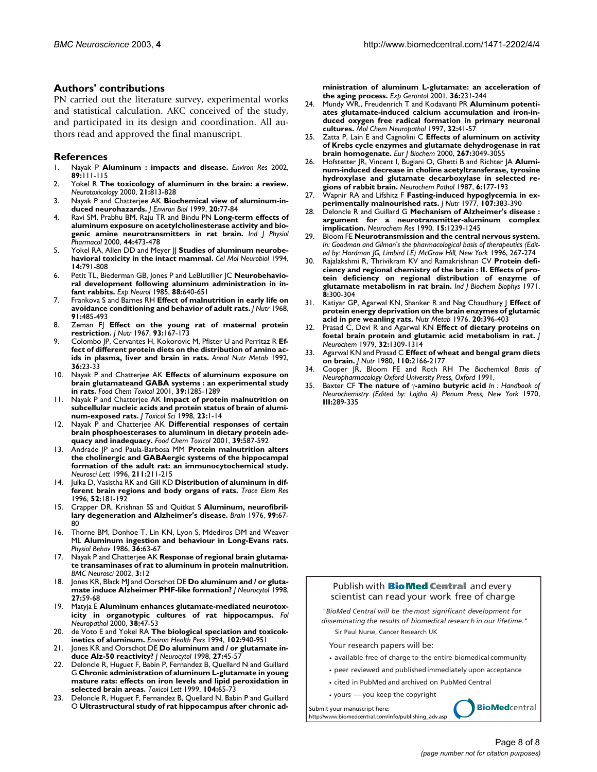## Authors' contributions

PN carried out the literature survey, experimental works and statistical calculation. AKC conceived of the study, and participated in its design and coordination. All authors read and approved the final manuscript.

## References

1. Nayak P **Aluminum : impacts and disease.** *Environ Res* 2002, **89:**111-115
2. Yokel R **The toxicology of aluminum in the brain: a review.** *Neurotoxicology* 2000, **21:**813-828
3. Nayak P and Chatterjee AK **Biochemical view of aluminum-induced neurohazards.** *J Environ Biol* 1999, **20:**77-84
4. Ravi SM, Prabhu BM, Raju TR and Bindu PN **Long-term effects of aluminum exposure on acetylcholinesterase activity and biogenic amine neurotransmitters in rat brain.** *Ind J Physiol Pharmacol* 2000, **44:**473-478
5. Yokel RA, Allen DD and Meyer JJ **Studies of aluminum neurobehavioral toxicity in the intact mammal.** *Cel Mol Neurobiol* 1994, **14:**791-808
6. Petit TL, Biederman GB, Jones P and LeBlutillier JC **Neurobehavioral development following aluminum administration in infant rabbits.** *Exp Neurol* 1985, **88:**640-651
7. Frankova S and Barnes RH **Effect of malnutrition in early life on avoidance conditioning and behavior of adult rats.** *J Nutr* 1968, **91:**485-493
8. Zeman FJ **Effect on the young rat of maternal protein restriction.** *J Nutr* 1967, **93:**167-173
9. Colombo JP, Cervantes H, Kokorovic M, Pfister U and Perritaz R **Effect of different protein diets on the distribution of amino acids in plasma, liver and brain in rats.** *Annal Nutr Metab* 1992, **36:**23-33
10. Nayak P and Chatterjee AK **Effects of aluminum exposure on brain glutamateand GABA systems : an experimental study in rats.** *Food Chem Toxicol* 2001, **39:**1285-1289
11. Nayak P and Chatterjee AK **Impact of protein malnutrition on subcellular nucleic acids and protein status of brain of aluminum-exposed rats.** *J Toxicol Sci* 1998, **23:**1-14
12. Nayak P and Chatterjee AK **Differential responses of certain brain phosphoesterases to aluminum in dietary protein adequacy and inadequacy.** *Food Chem Toxicol* 2001, **39:**587-592
13. Andrade JP and Paula-Barbosa MM **Protein malnutrition alters the cholinergic and GABAergic systems of the hippocampal formation of the adult rat: an immunocytochemical study.** *Neurosci Lett* 1996, **211:**211-215
14. Julka D, Vasistha RK and Gill KD **Distribution of aluminum in different brain regions and body organs of rats.** *Trace Elem Res* 1996, **52:**181-192
15. Crapper DR, Krishnan SS and Quitkat S **Aluminum, neurofibrillary degeneration and Alzheimer's disease.** *Brain* 1976, **99:**67-80
16. Thorne BM, Donhoe T, Lin KN, Lyon S, Mdediros DM and Weaver ML **Aluminum ingestion and behaviour in Long-Evans rats.** *Physiol Behav* 1986, **36:**63-67
17. Nayak P and Chatterjee AK **Response of regional brain glutamate transaminases of rat to aluminum in protein malnutrition.** *BMC Neurosci* 2002, **3:**12
18. Jones KR, Black MJ and Oorschot DE **Do aluminum and / or glutamate induce Alzheimer PHF-like formation?** *J Neurocytol* 1998, **27:**59-68
19. Matyja E **Aluminum enhances glutamate-mediated neurotoxicity in organotypic cultures of rat hippocampus.** *Fol Neuropathol* 2000, **38:**47-53
20. de Voto E and Yokel RA **The biological speciation and toxicokinetics of aluminum.** *Environ Health Pers* 1994, **102:**940-951
21. Jones KR and Oorschot DE **Do aluminum and / or glutamate induce Alz-50 reactivity?** *J Neurocytol* 1998, **27:**45-57
22. Deloncle R, Huguet F, Babin P, Fernandez B, Quellard N and Guillard G **Chronic administration of aluminum L-glutamate in young mature rats: effects on iron levels and lipid peroxidation in selected brain areas.** *Toxicol Lett* 1999, **104:**65-73
23. Deloncle R, Huguet F, Fernandez B, Quellard N, Babin P and Guillard O **Ultrastructural study of rat hippocampus after chronic administration of aluminum L-glutamate: an acceleration of the aging process.** *Exp Gerontol* 2001, **36:**231-244
24. Mundy WR., Freudenrich T and Kodavanti PR **Aluminum potentiates glutamate-induced calcium accumulation and iron-induced oxygen free radical formation in primary neuronal cultures.** *Mol Chem Neuropathol* 1997, **32:**41-57
25. Zatta P, Lain E and Cagnolini C **Effects of aluminum on activity of Krebs cycle enzymes and glutamate dehydrogenase in rat brain homogenate.** *Eur J Biochem* 2000, **267:**3049-3055
26. Hofstetter JR, Vincent I, Bugiani O, Ghetti B and Richter JA **Aluminum-induced decrease in choline acetyltransferase, tyrosine hydroxylase and glutamate decarboxylase in selected regions of rabbit brain.** *Neurochem Pathol* 1987, **6:**177-193
27. Wapnir RA and Lifshitz F **Fasting-induced hypoglycemia in experimentally malnourished rats.** *J Nutr* 1977, **107:**383-390
28. Deloncle R and Guillard G **Mechanism of Alzheimer's disease : argument for a neurotransmitter-aluminum complex implication.** *Neurochem Res* 1990, **15:**1239-1245
29. Bloom FE **Neurotransmission and the central nervous system.** *In: Goodman and Gilman's the pharmacological basis of therapeutics (Edited by: Hardman JG, Limbird LE) McGraw Hill, New York* 1996, 267-274
30. Rajalakshmi R, Thrivikram KV and Ramakrishnan CV **Protein deficiency and regional chemistry of the brain : II. Effects of protein deficiency on regional distribution of enzyme of glutamate metabolism in rat brain.** *Ind J Biochem Biophys* 1971, **8:**300-304
31. Katiyar GP, Agarwal KN, Shanker R and Nag Chaudhury J **Effect of protein energy deprivation on the brain enzymes of glutamic acid in pre weanling rats.** *Nutr Metab* 1976, **20:**396-403
32. Prasad C, Devi R and Agarwal KN **Effect of dietary proteins on foetal brain protein and glutamic acid metabolism in rat.** *J Neurochem* 1979, **32:**1309-1314
33. Agarwal KN and Prasad C **Effect of wheat and bengal gram diets on brain.** *J Nutr* 1980, **110:**2166-2177
34. Cooper JR, Bloom FE and Roth RH *The Biochemical Basis of Neuropharmacology Oxford University Press, Oxford* 1991,
35. Baxter CF **The nature of γ-amino butyric acid** *In : Handbook of Neurochemistry (Edited by: Lajtha A) Plenum Press, New York* 1970, **III:**289-335

Publish with **BioMed Central** and every scientist can read your work free of charge

*"BioMed Central will be the most significant development for disseminating the results of biomedical research in our lifetime."*

Sir Paul Nurse, Cancer Research UK

Your research papers will be:

- available free of charge to the entire biomedical community
- peer reviewed and published immediately upon acceptance
- cited in PubMed and archived on PubMed Central
- yours — you keep the copyright

Submit your manuscript here:
http://www.biomedcentral.com/info/publishing_adv.asp

BioMedcentral